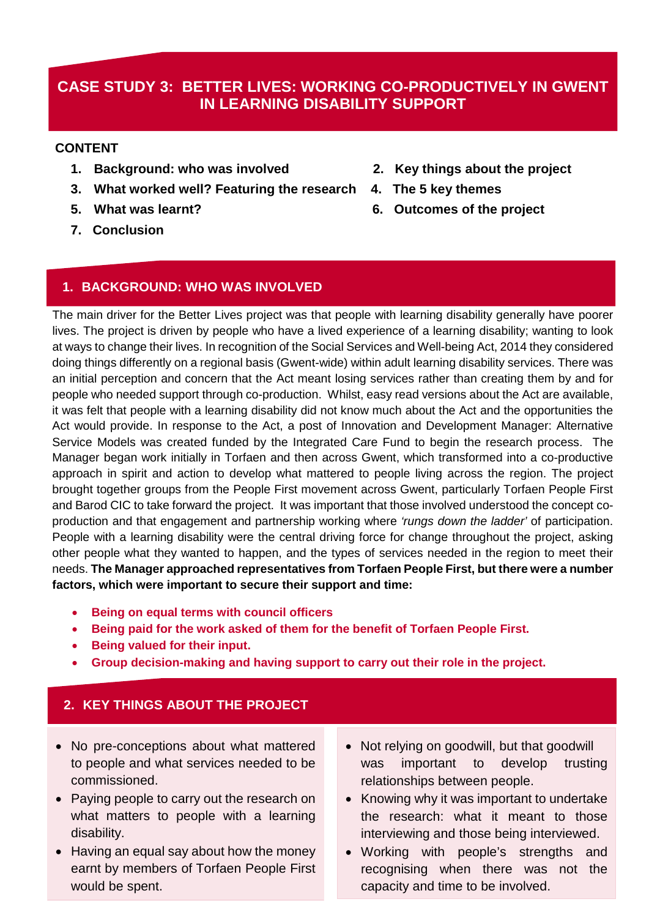# CASE STUDY 3: BETTER LIVES: WORKING CO-PRODUCTIVELY IN GWENT IN LEARNING DISABILITY SUPPORT

**CONTENT**

1. **Background: who was involved**
2. **Key things about the project**
3. **What worked well? Featuring the research**
4. **The 5 key themes**
5. **What was learnt?**
6. **Outcomes of the project**
7. **Conclusion**

## 1. BACKGROUND: WHO WAS INVOLVED

The main driver for the Better Lives project was that people with learning disability generally have poorer lives. The project is driven by people who have a lived experience of a learning disability; wanting to look at ways to change their lives. In recognition of the Social Services and Well-being Act, 2014 they considered doing things differently on a regional basis (Gwent-wide) within adult learning disability services. There was an initial perception and concern that the Act meant losing services rather than creating them by and for people who needed support through co-production. Whilst, easy read versions about the Act are available, it was felt that people with a learning disability did not know much about the Act and the opportunities the Act would provide. In response to the Act, a post of Innovation and Development Manager: Alternative Service Models was created funded by the Integrated Care Fund to begin the research process. The Manager began work initially in Torfaen and then across Gwent, which transformed into a co-productive approach in spirit and action to develop what mattered to people living across the region. The project brought together groups from the People First movement across Gwent, particularly Torfaen People First and Barod CIC to take forward the project. It was important that those involved understood the concept co-production and that engagement and partnership working where *'rungs down the ladder'* of participation. People with a learning disability were the central driving force for change throughout the project, asking other people what they wanted to happen, and the types of services needed in the region to meet their needs. **The Manager approached representatives from Torfaen People First, but there were a number factors, which were important to secure their support and time:**

- **Being on equal terms with council officers**
- **Being paid for the work asked of them for the benefit of Torfaen People First.**
- **Being valued for their input.**
- **Group decision-making and having support to carry out their role in the project.**

## 2. KEY THINGS ABOUT THE PROJECT

- No pre-conceptions about what mattered to people and what services needed to be commissioned.
- Paying people to carry out the research on what matters to people with a learning disability.
- Having an equal say about how the money earnt by members of Torfaen People First would be spent.
- Not relying on goodwill, but that goodwill was important to develop trusting relationships between people.
- Knowing why it was important to undertake the research: what it meant to those interviewing and those being interviewed.
- Working with people's strengths and recognising when there was not the capacity and time to be involved.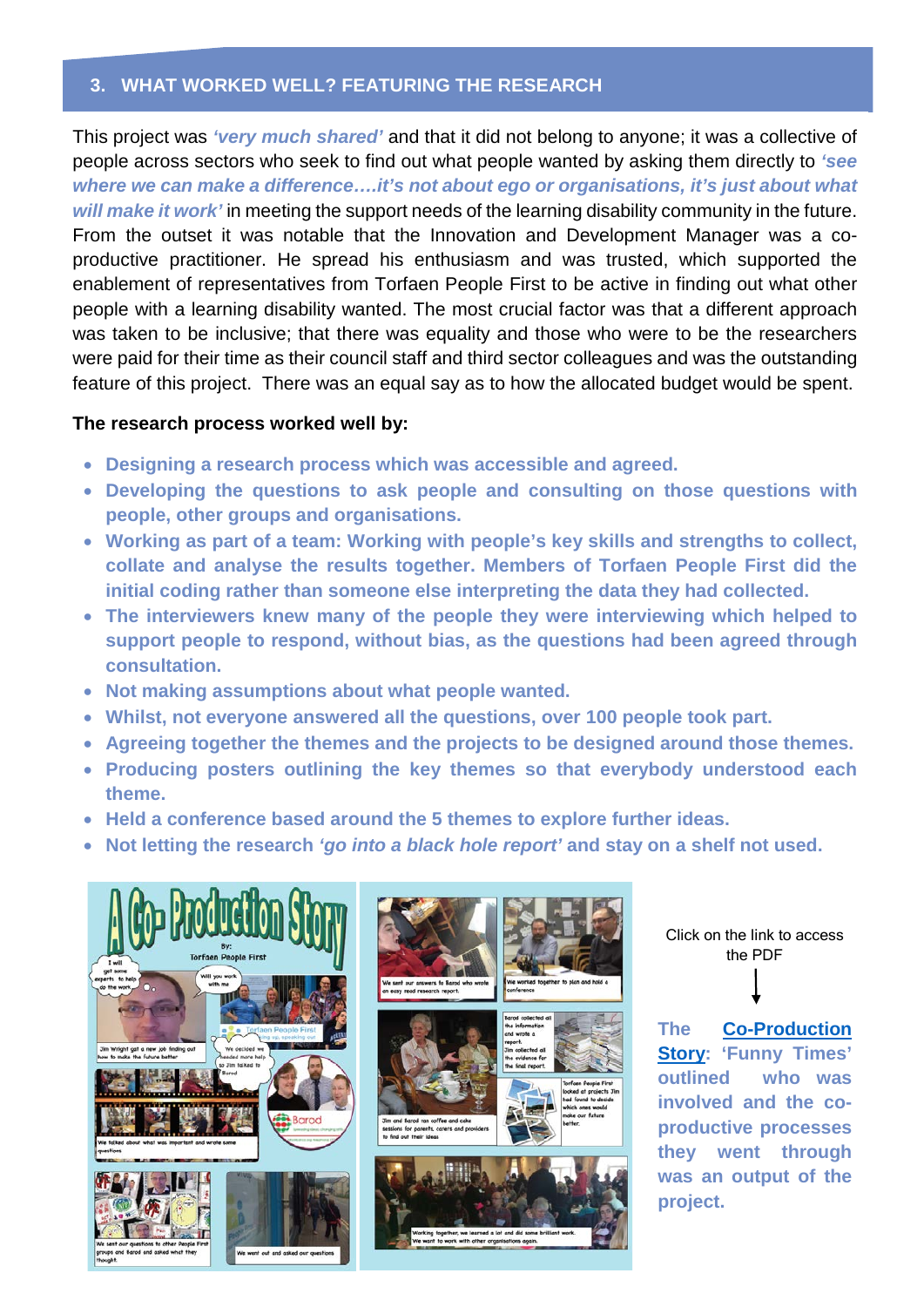## 3. WHAT WORKED WELL? FEATURING THE RESEARCH

This project was ***'very much shared'*** and that it did not belong to anyone; it was a collective of people across sectors who seek to find out what people wanted by asking them directly to ***'see where we can make a difference….it's not about ego or organisations, it's just about what will make it work'*** in meeting the support needs of the learning disability community in the future. From the outset it was notable that the Innovation and Development Manager was a co-productive practitioner. He spread his enthusiasm and was trusted, which supported the enablement of representatives from Torfaen People First to be active in finding out what other people with a learning disability wanted. The most crucial factor was that a different approach was taken to be inclusive; that there was equality and those who were to be the researchers were paid for their time as their council staff and third sector colleagues and was the outstanding feature of this project. There was an equal say as to how the allocated budget would be spent.

**The research process worked well by:**

- **Designing a research process which was accessible and agreed.**
- **Developing the questions to ask people and consulting on those questions with people, other groups and organisations.**
- **Working as part of a team: Working with people's key skills and strengths to collect, collate and analyse the results together. Members of Torfaen People First did the initial coding rather than someone else interpreting the data they had collected.**
- **The interviewers knew many of the people they were interviewing which helped to support people to respond, without bias, as the questions had been agreed through consultation.**
- **Not making assumptions about what people wanted.**
- **Whilst, not everyone answered all the questions, over 100 people took part.**
- **Agreeing together the themes and the projects to be designed around those themes.**
- **Producing posters outlining the key themes so that everybody understood each theme.**
- **Held a conference based around the 5 themes to explore further ideas.**
- **Not letting the research *'go into a black hole report'* and stay on a shelf not used.**

Click on the link to access the PDF

**The [Co-Production Story]: 'Funny Times' outlined who was involved and the co-productive processes they went through was an output of the project.**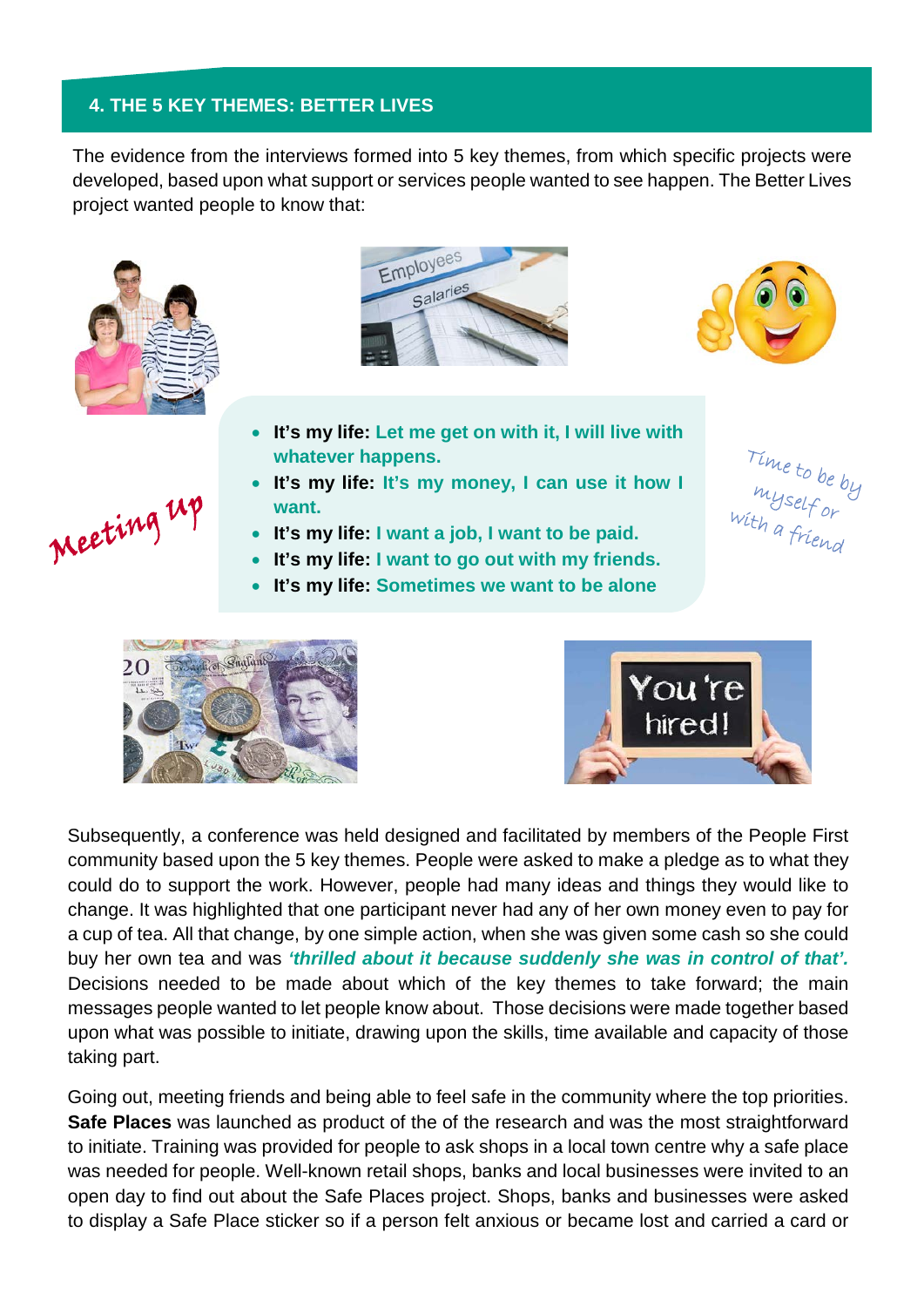## 4. THE 5 KEY THEMES: BETTER LIVES

The evidence from the interviews formed into 5 key themes, from which specific projects were developed, based upon what support or services people wanted to see happen. The Better Lives project wanted people to know that:

- **It's my life: Let me get on with it, I will live with whatever happens.**
- **It's my life: It's my money, I can use it how I want.**
- **It's my life: I want a job, I want to be paid.**
- **It's my life: I want to go out with my friends.**
- **It's my life: Sometimes we want to be alone**

Meeting up

Time to be by myself or with a friend

Subsequently, a conference was held designed and facilitated by members of the People First community based upon the 5 key themes. People were asked to make a pledge as to what they could do to support the work. However, people had many ideas and things they would like to change. It was highlighted that one participant never had any of her own money even to pay for a cup of tea. All that change, by one simple action, when she was given some cash so she could buy her own tea and was ***'thrilled about it because suddenly she was in control of that'.*** Decisions needed to be made about which of the key themes to take forward; the main messages people wanted to let people know about. Those decisions were made together based upon what was possible to initiate, drawing upon the skills, time available and capacity of those taking part.

Going out, meeting friends and being able to feel safe in the community where the top priorities. **Safe Places** was launched as product of the of the research and was the most straightforward to initiate. Training was provided for people to ask shops in a local town centre why a safe place was needed for people. Well-known retail shops, banks and local businesses were invited to an open day to find out about the Safe Places project. Shops, banks and businesses were asked to display a Safe Place sticker so if a person felt anxious or became lost and carried a card or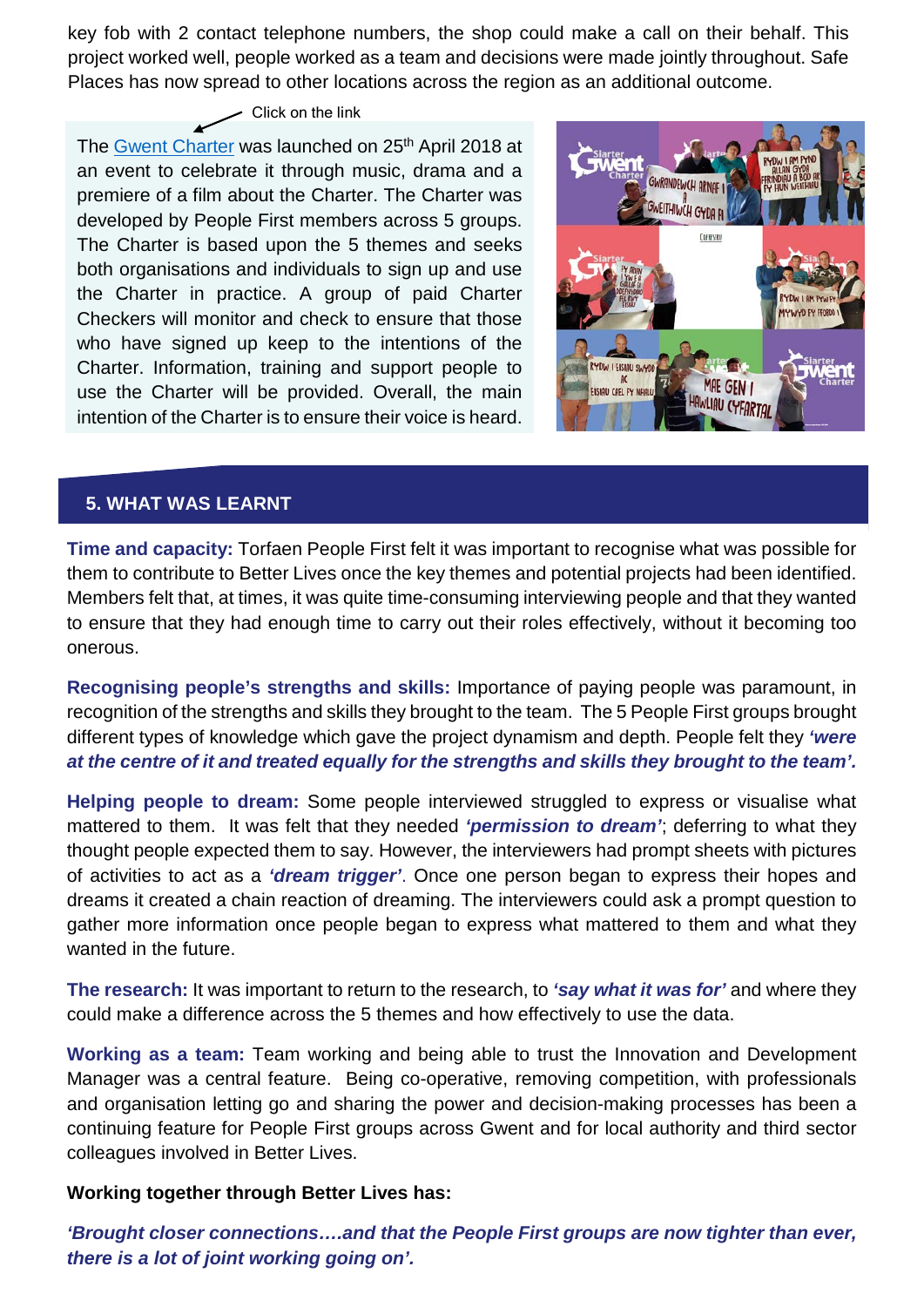key fob with 2 contact telephone numbers, the shop could make a call on their behalf. This project worked well, people worked as a team and decisions were made jointly throughout. Safe Places has now spread to other locations across the region as an additional outcome.

Click on the link

The Gwent Charter was launched on 25th April 2018 at an event to celebrate it through music, drama and a premiere of a film about the Charter. The Charter was developed by People First members across 5 groups. The Charter is based upon the 5 themes and seeks both organisations and individuals to sign up and use the Charter in practice. A group of paid Charter Checkers will monitor and check to ensure that those who have signed up keep to the intentions of the Charter. Information, training and support people to use the Charter will be provided. Overall, the main intention of the Charter is to ensure their voice is heard.

## 5. WHAT WAS LEARNT

**Time and capacity:** Torfaen People First felt it was important to recognise what was possible for them to contribute to Better Lives once the key themes and potential projects had been identified. Members felt that, at times, it was quite time-consuming interviewing people and that they wanted to ensure that they had enough time to carry out their roles effectively, without it becoming too onerous.

**Recognising people's strengths and skills:** Importance of paying people was paramount, in recognition of the strengths and skills they brought to the team. The 5 People First groups brought different types of knowledge which gave the project dynamism and depth. People felt they ***'were at the centre of it and treated equally for the strengths and skills they brought to the team'.***

**Helping people to dream:** Some people interviewed struggled to express or visualise what mattered to them. It was felt that they needed ***'permission to dream'***; deferring to what they thought people expected them to say. However, the interviewers had prompt sheets with pictures of activities to act as a ***'dream trigger'***. Once one person began to express their hopes and dreams it created a chain reaction of dreaming. The interviewers could ask a prompt question to gather more information once people began to express what mattered to them and what they wanted in the future.

**The research:** It was important to return to the research, to ***'say what it was for'*** and where they could make a difference across the 5 themes and how effectively to use the data.

**Working as a team:** Team working and being able to trust the Innovation and Development Manager was a central feature. Being co-operative, removing competition, with professionals and organisation letting go and sharing the power and decision-making processes has been a continuing feature for People First groups across Gwent and for local authority and third sector colleagues involved in Better Lives.

**Working together through Better Lives has:**

***'Brought closer connections….and that the People First groups are now tighter than ever, there is a lot of joint working going on'.***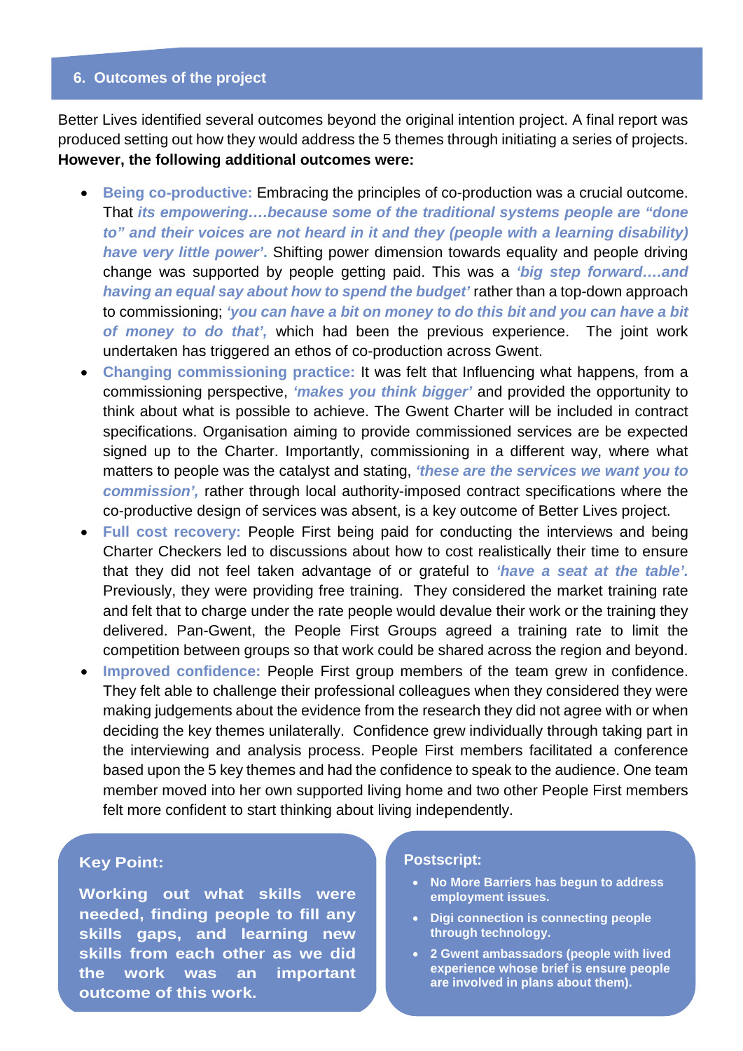## 6. Outcomes of the project

Better Lives identified several outcomes beyond the original intention project. A final report was produced setting out how they would address the 5 themes through initiating a series of projects. **However, the following additional outcomes were:**

- **Being co-productive:** Embracing the principles of co-production was a crucial outcome. That ***its empowering….because some of the traditional systems people are "done to" and their voices are not heard in it and they (people with a learning disability) have very little power'***. Shifting power dimension towards equality and people driving change was supported by people getting paid. This was a ***'big step forward….and having an equal say about how to spend the budget'*** rather than a top-down approach to commissioning; ***'you can have a bit on money to do this bit and you can have a bit of money to do that',*** which had been the previous experience. The joint work undertaken has triggered an ethos of co-production across Gwent.
- **Changing commissioning practice:** It was felt that Influencing what happens, from a commissioning perspective, ***'makes you think bigger'*** and provided the opportunity to think about what is possible to achieve. The Gwent Charter will be included in contract specifications. Organisation aiming to provide commissioned services are be expected signed up to the Charter. Importantly, commissioning in a different way, where what matters to people was the catalyst and stating, ***'these are the services we want you to commission',*** rather through local authority-imposed contract specifications where the co-productive design of services was absent, is a key outcome of Better Lives project.
- **Full cost recovery:** People First being paid for conducting the interviews and being Charter Checkers led to discussions about how to cost realistically their time to ensure that they did not feel taken advantage of or grateful to ***'have a seat at the table'.*** Previously, they were providing free training. They considered the market training rate and felt that to charge under the rate people would devalue their work or the training they delivered. Pan-Gwent, the People First Groups agreed a training rate to limit the competition between groups so that work could be shared across the region and beyond.
- **Improved confidence:** People First group members of the team grew in confidence. They felt able to challenge their professional colleagues when they considered they were making judgements about the evidence from the research they did not agree with or when deciding the key themes unilaterally. Confidence grew individually through taking part in the interviewing and analysis process. People First members facilitated a conference based upon the 5 key themes and had the confidence to speak to the audience. One team member moved into her own supported living home and two other People First members felt more confident to start thinking about living independently.

**Key Point:**

**Working out what skills were needed, finding people to fill any skills gaps, and learning new skills from each other as we did the work was an important outcome of this work.**

**Postscript:**

- **No More Barriers has begun to address employment issues.**
- **Digi connection is connecting people through technology.**
- **2 Gwent ambassadors (people with lived experience whose brief is ensure people are involved in plans about them).**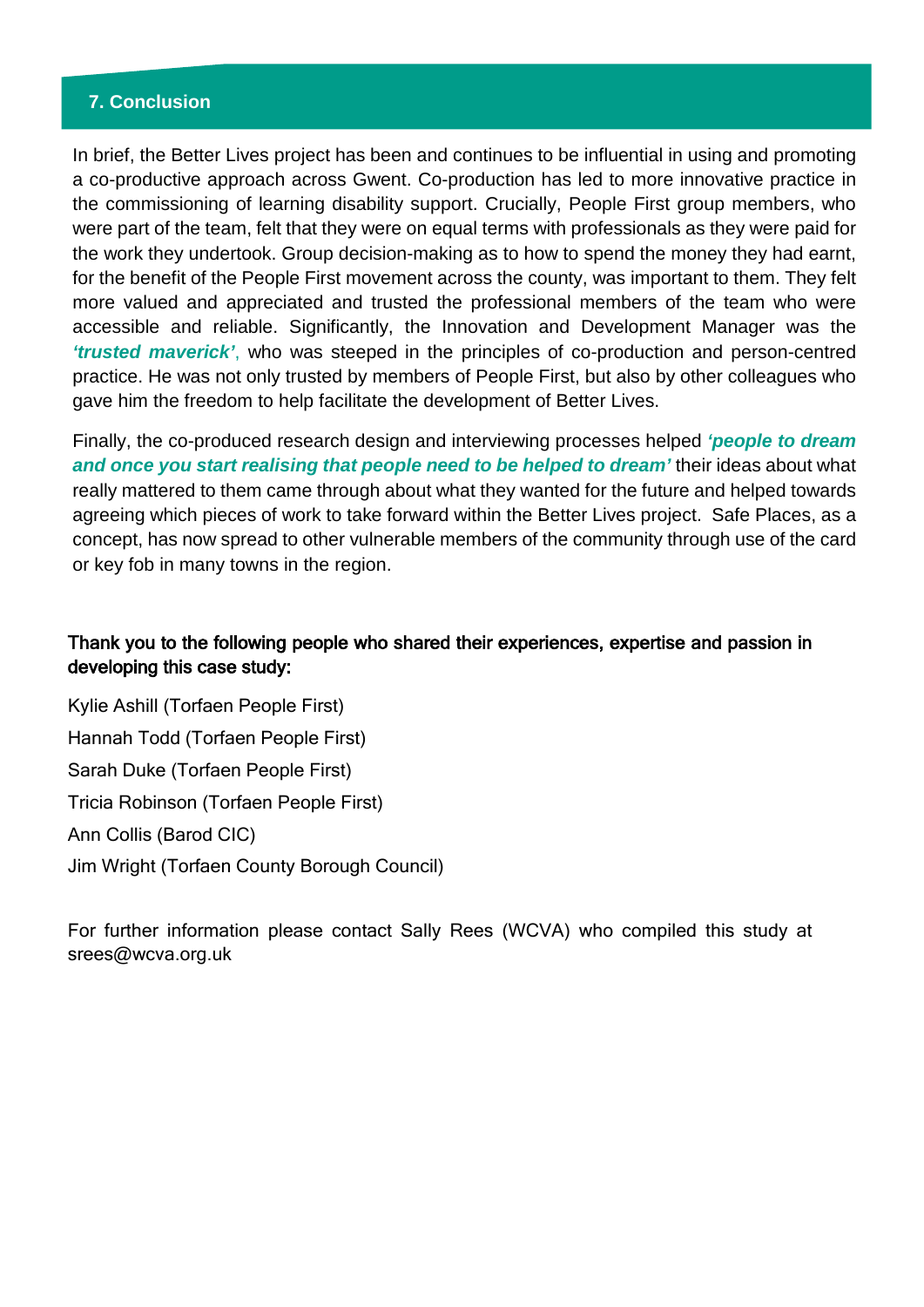## 7. Conclusion

In brief, the Better Lives project has been and continues to be influential in using and promoting a co-productive approach across Gwent. Co-production has led to more innovative practice in the commissioning of learning disability support. Crucially, People First group members, who were part of the team, felt that they were on equal terms with professionals as they were paid for the work they undertook. Group decision-making as to how to spend the money they had earnt, for the benefit of the People First movement across the county, was important to them. They felt more valued and appreciated and trusted the professional members of the team who were accessible and reliable. Significantly, the Innovation and Development Manager was the ***'trusted maverick'***, who was steeped in the principles of co-production and person-centred practice. He was not only trusted by members of People First, but also by other colleagues who gave him the freedom to help facilitate the development of Better Lives.

Finally, the co-produced research design and interviewing processes helped ***'people to dream and once you start realising that people need to be helped to dream'*** their ideas about what really mattered to them came through about what they wanted for the future and helped towards agreeing which pieces of work to take forward within the Better Lives project. Safe Places, as a concept, has now spread to other vulnerable members of the community through use of the card or key fob in many towns in the region.

**Thank you to the following people who shared their experiences, expertise and passion in developing this case study:**

Kylie Ashill (Torfaen People First)

Hannah Todd (Torfaen People First)

Sarah Duke (Torfaen People First)

Tricia Robinson (Torfaen People First)

Ann Collis (Barod CIC)

Jim Wright (Torfaen County Borough Council)

For further information please contact Sally Rees (WCVA) who compiled this study at srees@wcva.org.uk